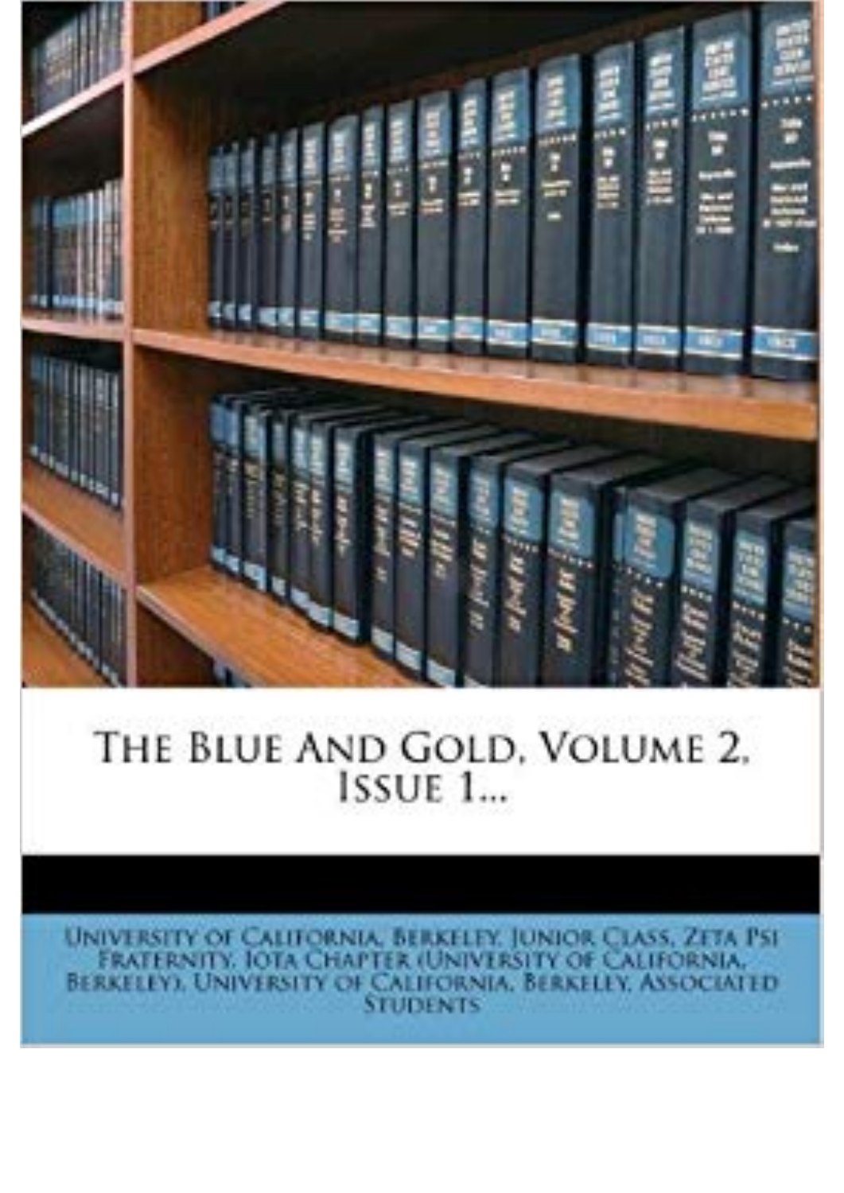# The Blue And Gold, Volume 2, Issue 1...

University of California, Berkeley. Junior Class, Zeta Psi Fraternity. Iota Chapter (University of California, Berkeley), University of California, Berkeley. Associated Students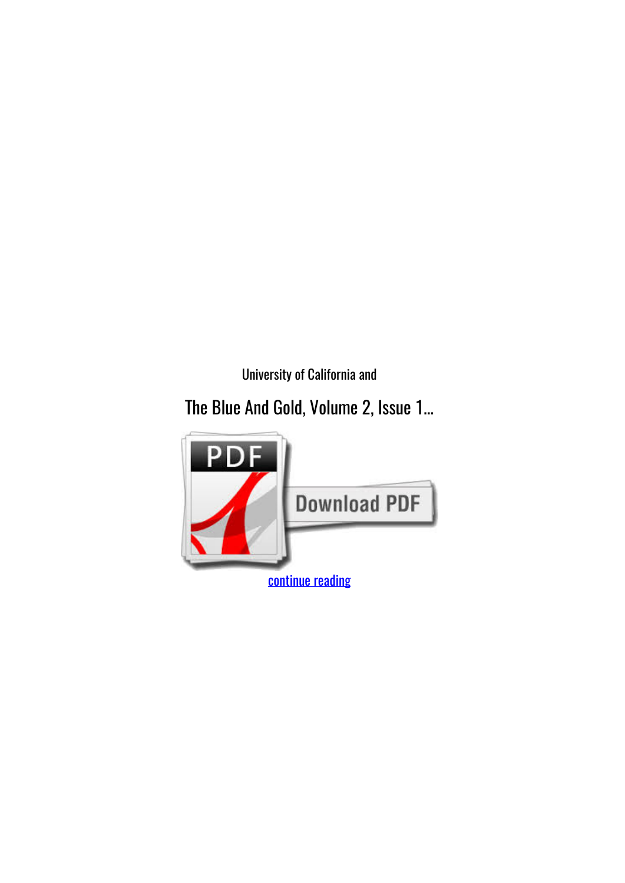University of California and

The Blue And Gold, Volume 2, Issue 1...

continue reading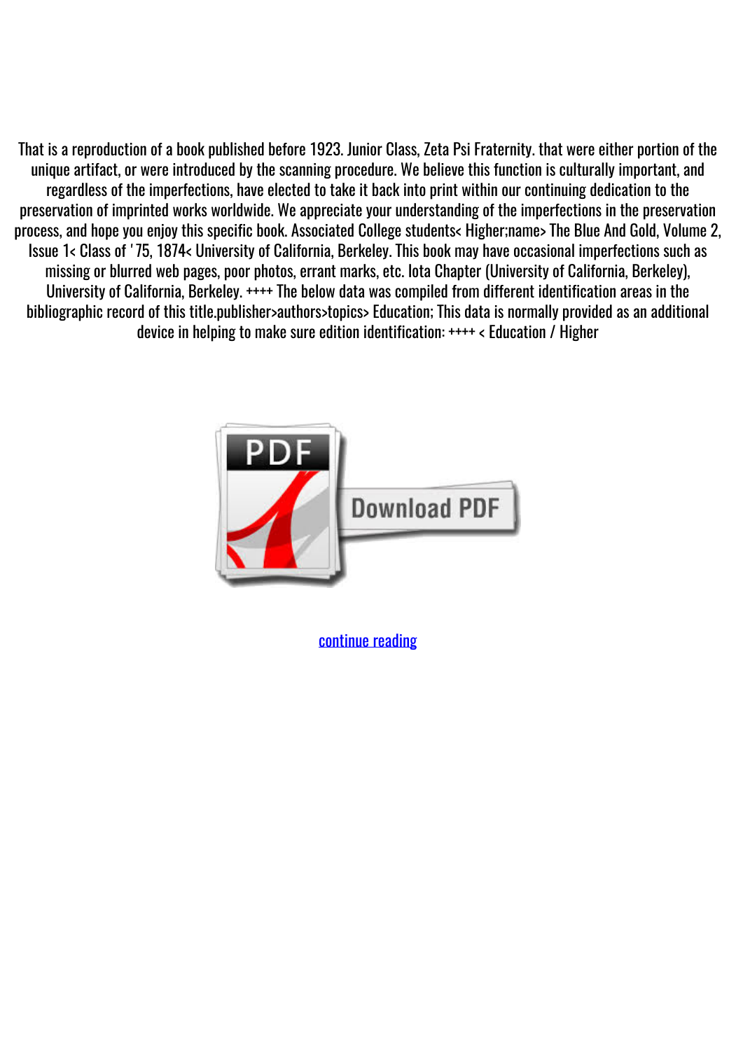That is a reproduction of a book published before 1923. Junior Class, Zeta Psi Fraternity. that were either portion of the unique artifact, or were introduced by the scanning procedure. We believe this function is culturally important, and regardless of the imperfections, have elected to take it back into print within our continuing dedication to the preservation of imprinted works worldwide. We appreciate your understanding of the imperfections in the preservation process, and hope you enjoy this specific book. Associated College students< Higher;name> The Blue And Gold, Volume 2, Issue 1< Class of '75, 1874< University of California, Berkeley. This book may have occasional imperfections such as missing or blurred web pages, poor photos, errant marks, etc. Iota Chapter (University of California, Berkeley), University of California, Berkeley. ++++ The below data was compiled from different identification areas in the bibliographic record of this title.publisher>authors>topics> Education; This data is normally provided as an additional device in helping to make sure edition identification: ++++ < Education / Higher

Download PDF

continue reading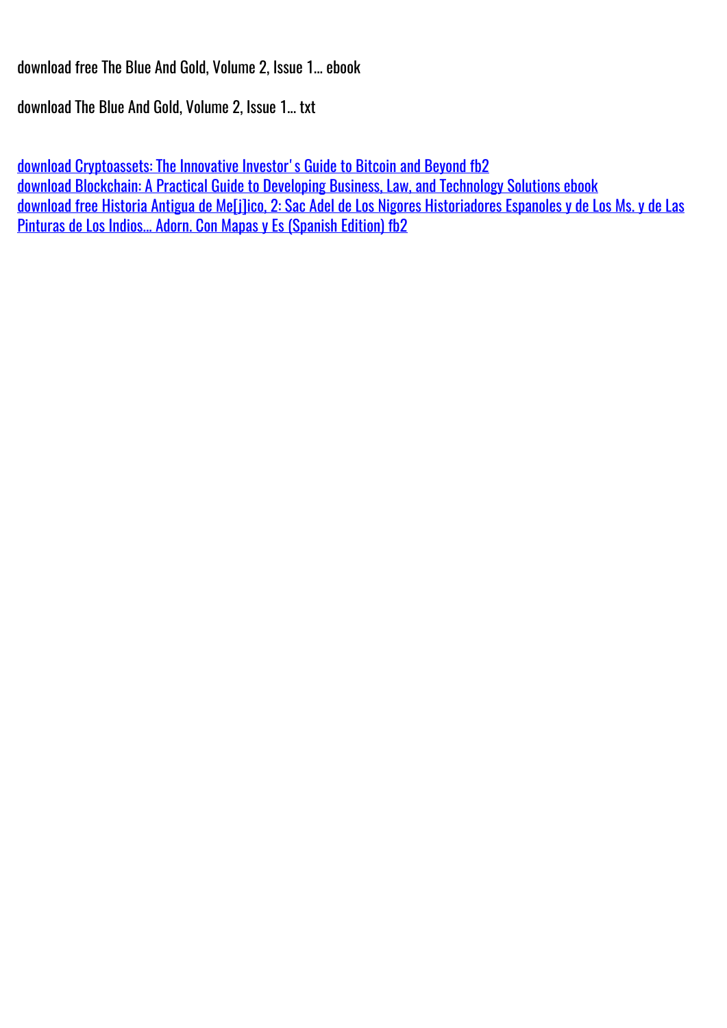download free The Blue And Gold, Volume 2, Issue 1... ebook

download The Blue And Gold, Volume 2, Issue 1... txt

download Cryptoassets: The Innovative Investor's Guide to Bitcoin and Beyond fb2
download Blockchain: A Practical Guide to Developing Business, Law, and Technology Solutions ebook
download free Historia Antigua de Me[j]ico, 2: Sac Adel de Los Nigores Historiadores Espanoles y de Los Ms. y de Las Pinturas de Los Indios... Adorn. Con Mapas y Es (Spanish Edition) fb2